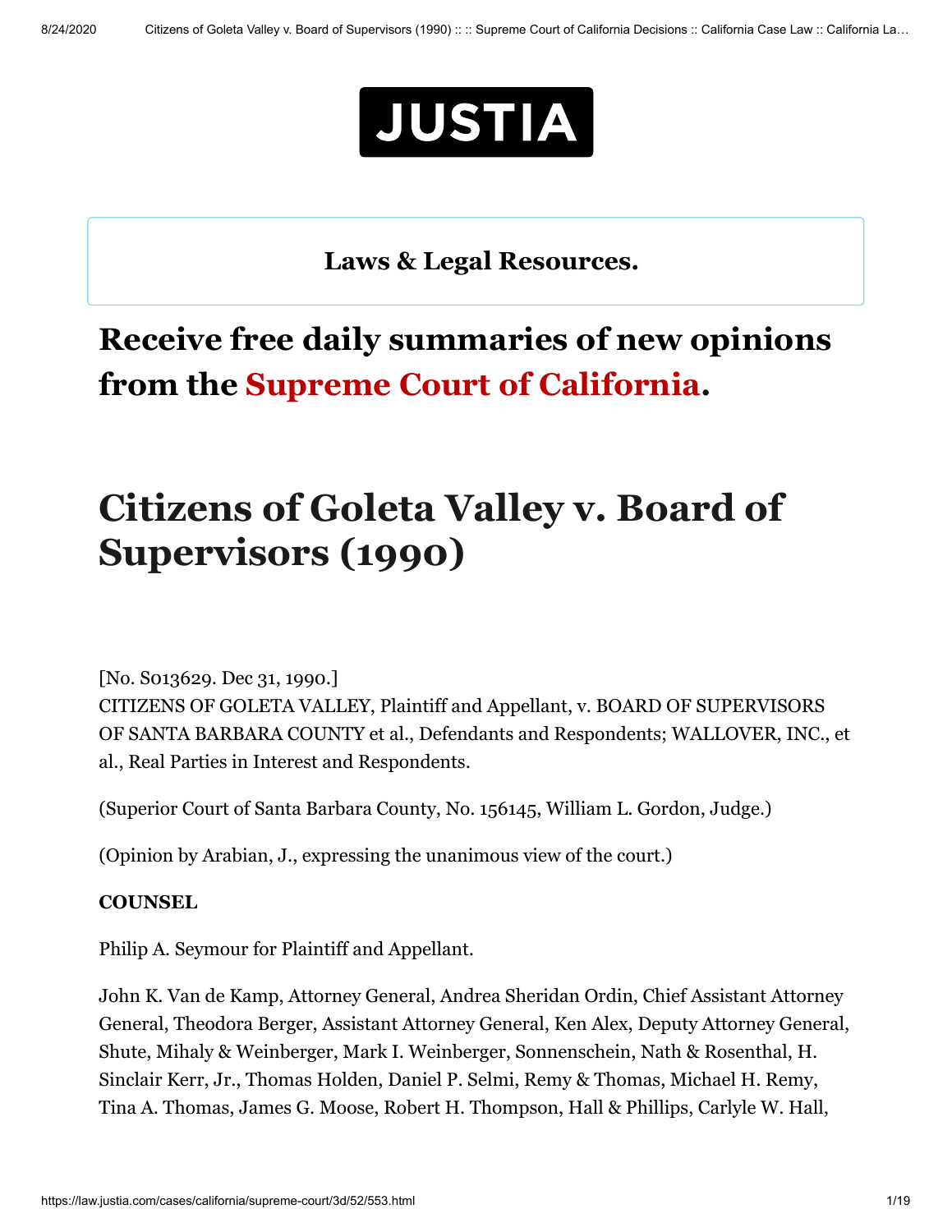**JUSTIA**

**Laws & Legal Resources.**

**Receive free daily summaries of new opinions from the Supreme Court of California.**

# Citizens of Goleta Valley v. Board of Supervisors (1990)

[No. S013629. Dec 31, 1990.]
CITIZENS OF GOLETA VALLEY, Plaintiff and Appellant, v. BOARD OF SUPERVISORS OF SANTA BARBARA COUNTY et al., Defendants and Respondents; WALLOVER, INC., et al., Real Parties in Interest and Respondents.

(Superior Court of Santa Barbara County, No. 156145, William L. Gordon, Judge.)

(Opinion by Arabian, J., expressing the unanimous view of the court.)

**COUNSEL**

Philip A. Seymour for Plaintiff and Appellant.

John K. Van de Kamp, Attorney General, Andrea Sheridan Ordin, Chief Assistant Attorney General, Theodora Berger, Assistant Attorney General, Ken Alex, Deputy Attorney General, Shute, Mihaly & Weinberger, Mark I. Weinberger, Sonnenschein, Nath & Rosenthal, H. Sinclair Kerr, Jr., Thomas Holden, Daniel P. Selmi, Remy & Thomas, Michael H. Remy, Tina A. Thomas, James G. Moose, Robert H. Thompson, Hall & Phillips, Carlyle W. Hall,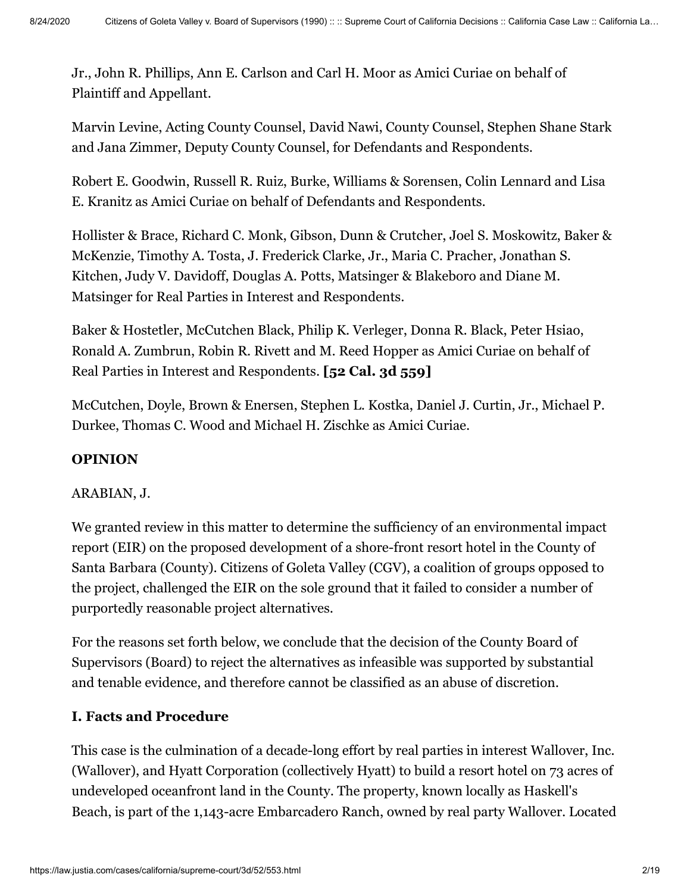Jr., John R. Phillips, Ann E. Carlson and Carl H. Moor as Amici Curiae on behalf of Plaintiff and Appellant.

Marvin Levine, Acting County Counsel, David Nawi, County Counsel, Stephen Shane Stark and Jana Zimmer, Deputy County Counsel, for Defendants and Respondents.

Robert E. Goodwin, Russell R. Ruiz, Burke, Williams & Sorensen, Colin Lennard and Lisa E. Kranitz as Amici Curiae on behalf of Defendants and Respondents.

Hollister & Brace, Richard C. Monk, Gibson, Dunn & Crutcher, Joel S. Moskowitz, Baker & McKenzie, Timothy A. Tosta, J. Frederick Clarke, Jr., Maria C. Pracher, Jonathan S. Kitchen, Judy V. Davidoff, Douglas A. Potts, Matsinger & Blakeboro and Diane M. Matsinger for Real Parties in Interest and Respondents.

Baker & Hostetler, McCutchen Black, Philip K. Verleger, Donna R. Black, Peter Hsiao, Ronald A. Zumbrun, Robin R. Rivett and M. Reed Hopper as Amici Curiae on behalf of Real Parties in Interest and Respondents. **[52 Cal. 3d 559]**

McCutchen, Doyle, Brown & Enersen, Stephen L. Kostka, Daniel J. Curtin, Jr., Michael P. Durkee, Thomas C. Wood and Michael H. Zischke as Amici Curiae.

**OPINION**

ARABIAN, J.

We granted review in this matter to determine the sufficiency of an environmental impact report (EIR) on the proposed development of a shore-front resort hotel in the County of Santa Barbara (County). Citizens of Goleta Valley (CGV), a coalition of groups opposed to the project, challenged the EIR on the sole ground that it failed to consider a number of purportedly reasonable project alternatives.

For the reasons set forth below, we conclude that the decision of the County Board of Supervisors (Board) to reject the alternatives as infeasible was supported by substantial and tenable evidence, and therefore cannot be classified as an abuse of discretion.

## I. Facts and Procedure

This case is the culmination of a decade-long effort by real parties in interest Wallover, Inc. (Wallover), and Hyatt Corporation (collectively Hyatt) to build a resort hotel on 73 acres of undeveloped oceanfront land in the County. The property, known locally as Haskell's Beach, is part of the 1,143-acre Embarcadero Ranch, owned by real party Wallover. Located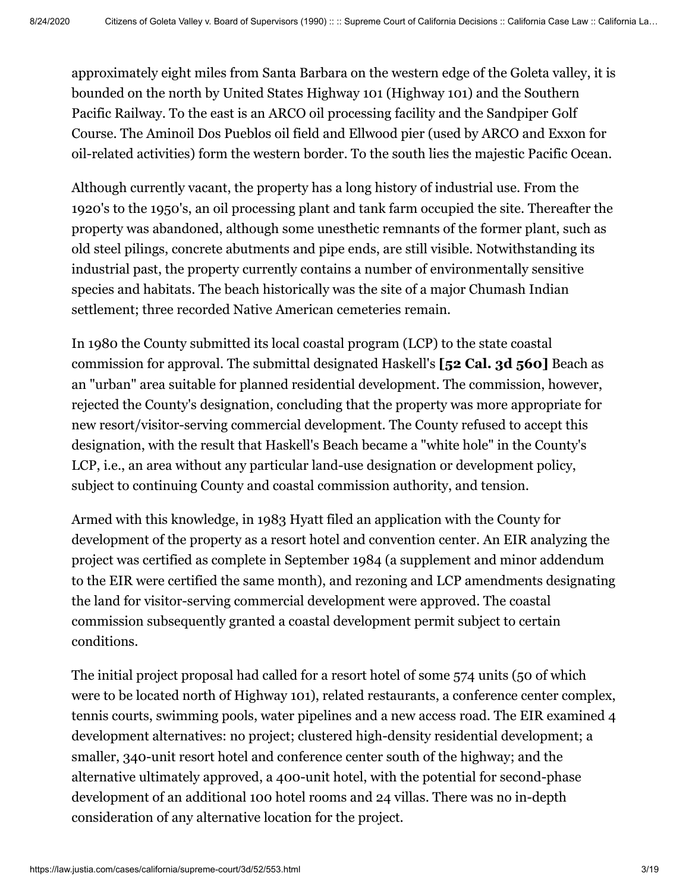approximately eight miles from Santa Barbara on the western edge of the Goleta valley, it is bounded on the north by United States Highway 101 (Highway 101) and the Southern Pacific Railway. To the east is an ARCO oil processing facility and the Sandpiper Golf Course. The Aminoil Dos Pueblos oil field and Ellwood pier (used by ARCO and Exxon for oil-related activities) form the western border. To the south lies the majestic Pacific Ocean.

Although currently vacant, the property has a long history of industrial use. From the 1920's to the 1950's, an oil processing plant and tank farm occupied the site. Thereafter the property was abandoned, although some unesthetic remnants of the former plant, such as old steel pilings, concrete abutments and pipe ends, are still visible. Notwithstanding its industrial past, the property currently contains a number of environmentally sensitive species and habitats. The beach historically was the site of a major Chumash Indian settlement; three recorded Native American cemeteries remain.

In 1980 the County submitted its local coastal program (LCP) to the state coastal commission for approval. The submittal designated Haskell's **[52 Cal. 3d 560]** Beach as an "urban" area suitable for planned residential development. The commission, however, rejected the County's designation, concluding that the property was more appropriate for new resort/visitor-serving commercial development. The County refused to accept this designation, with the result that Haskell's Beach became a "white hole" in the County's LCP, i.e., an area without any particular land-use designation or development policy, subject to continuing County and coastal commission authority, and tension.

Armed with this knowledge, in 1983 Hyatt filed an application with the County for development of the property as a resort hotel and convention center. An EIR analyzing the project was certified as complete in September 1984 (a supplement and minor addendum to the EIR were certified the same month), and rezoning and LCP amendments designating the land for visitor-serving commercial development were approved. The coastal commission subsequently granted a coastal development permit subject to certain conditions.

The initial project proposal had called for a resort hotel of some 574 units (50 of which were to be located north of Highway 101), related restaurants, a conference center complex, tennis courts, swimming pools, water pipelines and a new access road. The EIR examined 4 development alternatives: no project; clustered high-density residential development; a smaller, 340-unit resort hotel and conference center south of the highway; and the alternative ultimately approved, a 400-unit hotel, with the potential for second-phase development of an additional 100 hotel rooms and 24 villas. There was no in-depth consideration of any alternative location for the project.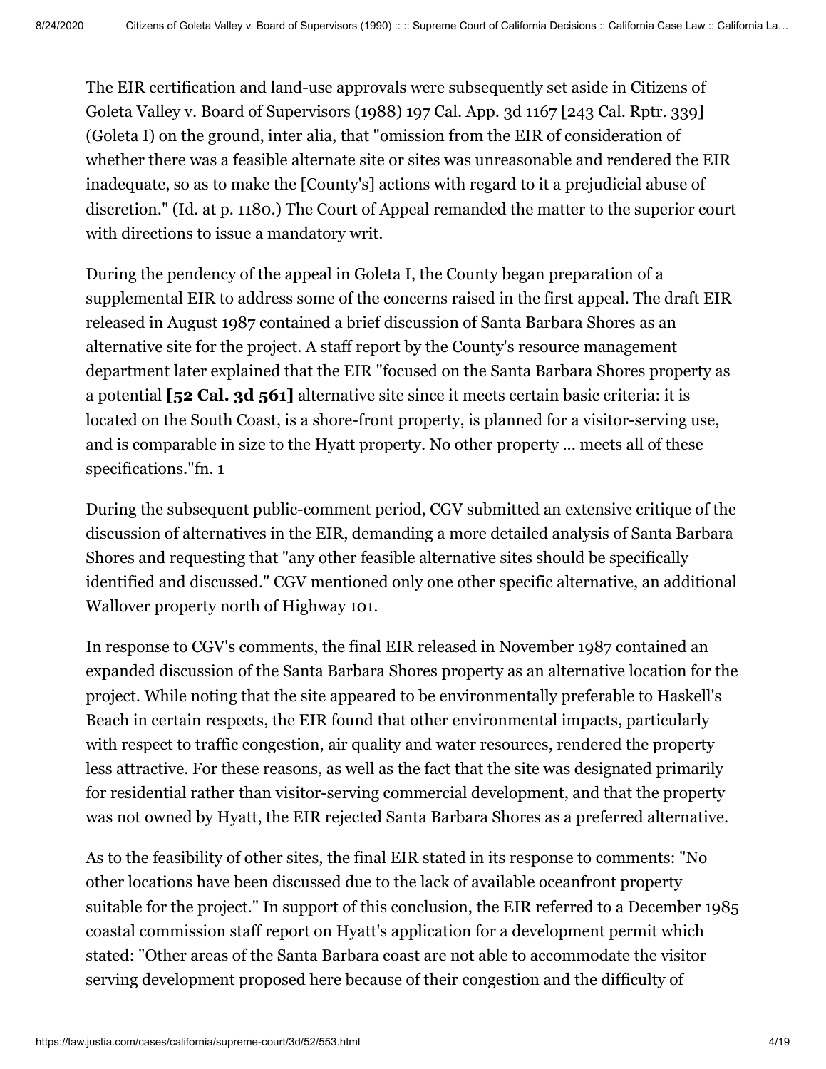The EIR certification and land-use approvals were subsequently set aside in Citizens of Goleta Valley v. Board of Supervisors (1988) 197 Cal. App. 3d 1167 [243 Cal. Rptr. 339] (Goleta I) on the ground, inter alia, that "omission from the EIR of consideration of whether there was a feasible alternate site or sites was unreasonable and rendered the EIR inadequate, so as to make the [County's] actions with regard to it a prejudicial abuse of discretion." (Id. at p. 1180.) The Court of Appeal remanded the matter to the superior court with directions to issue a mandatory writ.

During the pendency of the appeal in Goleta I, the County began preparation of a supplemental EIR to address some of the concerns raised in the first appeal. The draft EIR released in August 1987 contained a brief discussion of Santa Barbara Shores as an alternative site for the project. A staff report by the County's resource management department later explained that the EIR "focused on the Santa Barbara Shores property as a potential **[52 Cal. 3d 561]** alternative site since it meets certain basic criteria: it is located on the South Coast, is a shore-front property, is planned for a visitor-serving use, and is comparable in size to the Hyatt property. No other property ... meets all of these specifications."fn. 1

During the subsequent public-comment period, CGV submitted an extensive critique of the discussion of alternatives in the EIR, demanding a more detailed analysis of Santa Barbara Shores and requesting that "any other feasible alternative sites should be specifically identified and discussed." CGV mentioned only one other specific alternative, an additional Wallover property north of Highway 101.

In response to CGV's comments, the final EIR released in November 1987 contained an expanded discussion of the Santa Barbara Shores property as an alternative location for the project. While noting that the site appeared to be environmentally preferable to Haskell's Beach in certain respects, the EIR found that other environmental impacts, particularly with respect to traffic congestion, air quality and water resources, rendered the property less attractive. For these reasons, as well as the fact that the site was designated primarily for residential rather than visitor-serving commercial development, and that the property was not owned by Hyatt, the EIR rejected Santa Barbara Shores as a preferred alternative.

As to the feasibility of other sites, the final EIR stated in its response to comments: "No other locations have been discussed due to the lack of available oceanfront property suitable for the project." In support of this conclusion, the EIR referred to a December 1985 coastal commission staff report on Hyatt's application for a development permit which stated: "Other areas of the Santa Barbara coast are not able to accommodate the visitor serving development proposed here because of their congestion and the difficulty of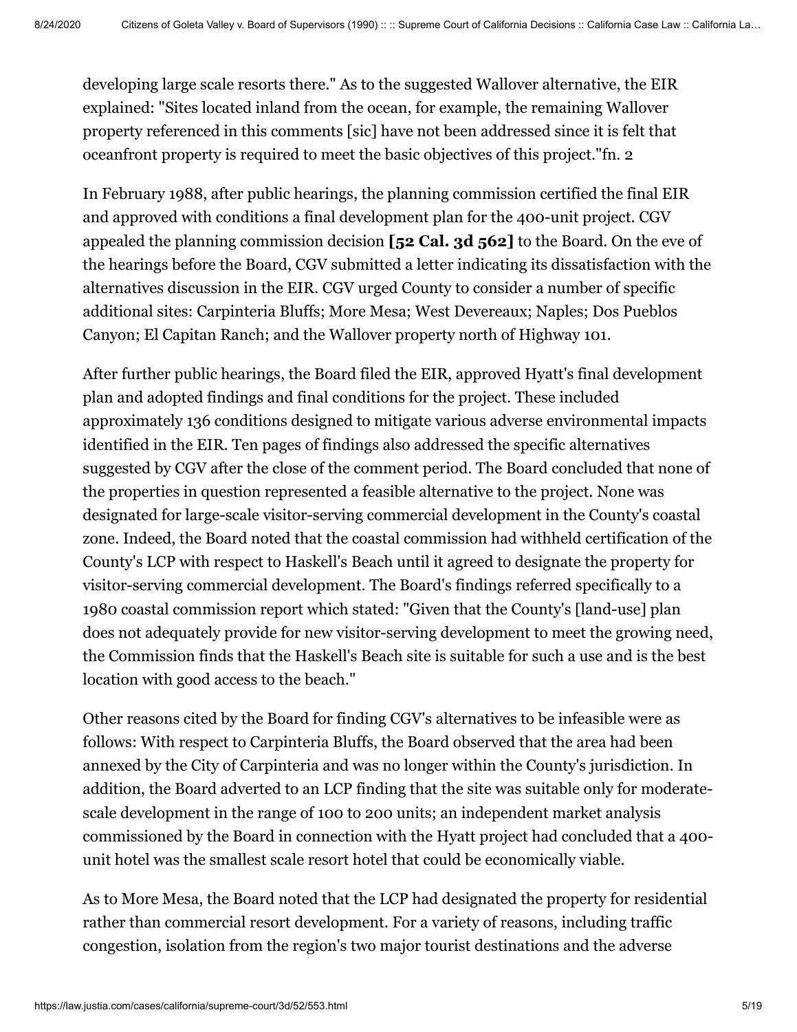developing large scale resorts there." As to the suggested Wallover alternative, the EIR explained: "Sites located inland from the ocean, for example, the remaining Wallover property referenced in this comments [sic] have not been addressed since it is felt that oceanfront property is required to meet the basic objectives of this project."fn. 2

In February 1988, after public hearings, the planning commission certified the final EIR and approved with conditions a final development plan for the 400-unit project. CGV appealed the planning commission decision **[52 Cal. 3d 562]** to the Board. On the eve of the hearings before the Board, CGV submitted a letter indicating its dissatisfaction with the alternatives discussion in the EIR. CGV urged County to consider a number of specific additional sites: Carpinteria Bluffs; More Mesa; West Devereaux; Naples; Dos Pueblos Canyon; El Capitan Ranch; and the Wallover property north of Highway 101.

After further public hearings, the Board filed the EIR, approved Hyatt's final development plan and adopted findings and final conditions for the project. These included approximately 136 conditions designed to mitigate various adverse environmental impacts identified in the EIR. Ten pages of findings also addressed the specific alternatives suggested by CGV after the close of the comment period. The Board concluded that none of the properties in question represented a feasible alternative to the project. None was designated for large-scale visitor-serving commercial development in the County's coastal zone. Indeed, the Board noted that the coastal commission had withheld certification of the County's LCP with respect to Haskell's Beach until it agreed to designate the property for visitor-serving commercial development. The Board's findings referred specifically to a 1980 coastal commission report which stated: "Given that the County's [land-use] plan does not adequately provide for new visitor-serving development to meet the growing need, the Commission finds that the Haskell's Beach site is suitable for such a use and is the best location with good access to the beach."

Other reasons cited by the Board for finding CGV's alternatives to be infeasible were as follows: With respect to Carpinteria Bluffs, the Board observed that the area had been annexed by the City of Carpinteria and was no longer within the County's jurisdiction. In addition, the Board adverted to an LCP finding that the site was suitable only for moderate-scale development in the range of 100 to 200 units; an independent market analysis commissioned by the Board in connection with the Hyatt project had concluded that a 400-unit hotel was the smallest scale resort hotel that could be economically viable.

As to More Mesa, the Board noted that the LCP had designated the property for residential rather than commercial resort development. For a variety of reasons, including traffic congestion, isolation from the region's two major tourist destinations and the adverse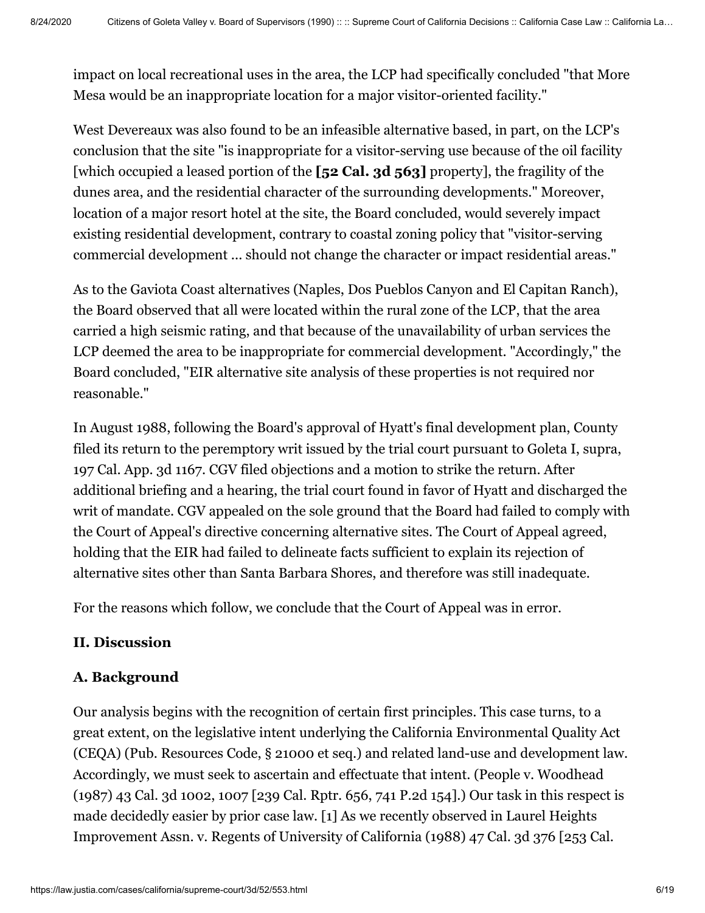impact on local recreational uses in the area, the LCP had specifically concluded "that More Mesa would be an inappropriate location for a major visitor-oriented facility."

West Devereaux was also found to be an infeasible alternative based, in part, on the LCP's conclusion that the site "is inappropriate for a visitor-serving use because of the oil facility [which occupied a leased portion of the **[52 Cal. 3d 563]** property], the fragility of the dunes area, and the residential character of the surrounding developments." Moreover, location of a major resort hotel at the site, the Board concluded, would severely impact existing residential development, contrary to coastal zoning policy that "visitor-serving commercial development ... should not change the character or impact residential areas."

As to the Gaviota Coast alternatives (Naples, Dos Pueblos Canyon and El Capitan Ranch), the Board observed that all were located within the rural zone of the LCP, that the area carried a high seismic rating, and that because of the unavailability of urban services the LCP deemed the area to be inappropriate for commercial development. "Accordingly," the Board concluded, "EIR alternative site analysis of these properties is not required nor reasonable."

In August 1988, following the Board's approval of Hyatt's final development plan, County filed its return to the peremptory writ issued by the trial court pursuant to Goleta I, supra, 197 Cal. App. 3d 1167. CGV filed objections and a motion to strike the return. After additional briefing and a hearing, the trial court found in favor of Hyatt and discharged the writ of mandate. CGV appealed on the sole ground that the Board had failed to comply with the Court of Appeal's directive concerning alternative sites. The Court of Appeal agreed, holding that the EIR had failed to delineate facts sufficient to explain its rejection of alternative sites other than Santa Barbara Shores, and therefore was still inadequate.

For the reasons which follow, we conclude that the Court of Appeal was in error.

## II. Discussion

### A. Background

Our analysis begins with the recognition of certain first principles. This case turns, to a great extent, on the legislative intent underlying the California Environmental Quality Act (CEQA) (Pub. Resources Code, § 21000 et seq.) and related land-use and development law. Accordingly, we must seek to ascertain and effectuate that intent. (People v. Woodhead (1987) 43 Cal. 3d 1002, 1007 [239 Cal. Rptr. 656, 741 P.2d 154].) Our task in this respect is made decidedly easier by prior case law. [1] As we recently observed in Laurel Heights Improvement Assn. v. Regents of University of California (1988) 47 Cal. 3d 376 [253 Cal.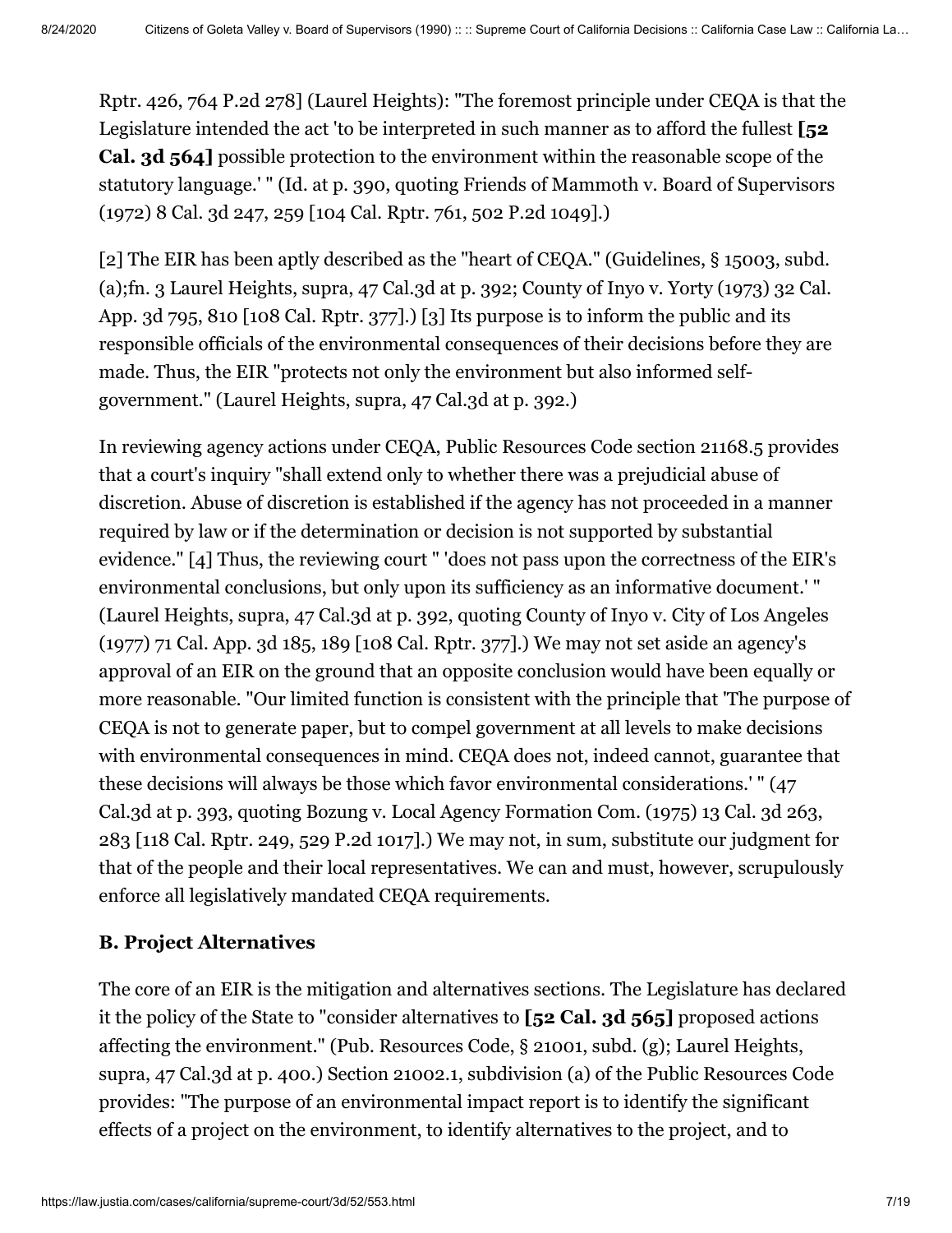Rptr. 426, 764 P.2d 278] (Laurel Heights): "The foremost principle under CEQA is that the Legislature intended the act 'to be interpreted in such manner as to afford the fullest **[52 Cal. 3d 564]** possible protection to the environment within the reasonable scope of the statutory language.' " (Id. at p. 390, quoting Friends of Mammoth v. Board of Supervisors (1972) 8 Cal. 3d 247, 259 [104 Cal. Rptr. 761, 502 P.2d 1049].)

[2] The EIR has been aptly described as the "heart of CEQA." (Guidelines, § 15003, subd. (a);fn. 3 Laurel Heights, supra, 47 Cal.3d at p. 392; County of Inyo v. Yorty (1973) 32 Cal. App. 3d 795, 810 [108 Cal. Rptr. 377].) [3] Its purpose is to inform the public and its responsible officials of the environmental consequences of their decisions before they are made. Thus, the EIR "protects not only the environment but also informed self-government." (Laurel Heights, supra, 47 Cal.3d at p. 392.)

In reviewing agency actions under CEQA, Public Resources Code section 21168.5 provides that a court's inquiry "shall extend only to whether there was a prejudicial abuse of discretion. Abuse of discretion is established if the agency has not proceeded in a manner required by law or if the determination or decision is not supported by substantial evidence." [4] Thus, the reviewing court " 'does not pass upon the correctness of the EIR's environmental conclusions, but only upon its sufficiency as an informative document.' " (Laurel Heights, supra, 47 Cal.3d at p. 392, quoting County of Inyo v. City of Los Angeles (1977) 71 Cal. App. 3d 185, 189 [108 Cal. Rptr. 377].) We may not set aside an agency's approval of an EIR on the ground that an opposite conclusion would have been equally or more reasonable. "Our limited function is consistent with the principle that 'The purpose of CEQA is not to generate paper, but to compel government at all levels to make decisions with environmental consequences in mind. CEQA does not, indeed cannot, guarantee that these decisions will always be those which favor environmental considerations.' " (47 Cal.3d at p. 393, quoting Bozung v. Local Agency Formation Com. (1975) 13 Cal. 3d 263, 283 [118 Cal. Rptr. 249, 529 P.2d 1017].) We may not, in sum, substitute our judgment for that of the people and their local representatives. We can and must, however, scrupulously enforce all legislatively mandated CEQA requirements.

### B. Project Alternatives

The core of an EIR is the mitigation and alternatives sections. The Legislature has declared it the policy of the State to "consider alternatives to **[52 Cal. 3d 565]** proposed actions affecting the environment." (Pub. Resources Code, § 21001, subd. (g); Laurel Heights, supra, 47 Cal.3d at p. 400.) Section 21002.1, subdivision (a) of the Public Resources Code provides: "The purpose of an environmental impact report is to identify the significant effects of a project on the environment, to identify alternatives to the project, and to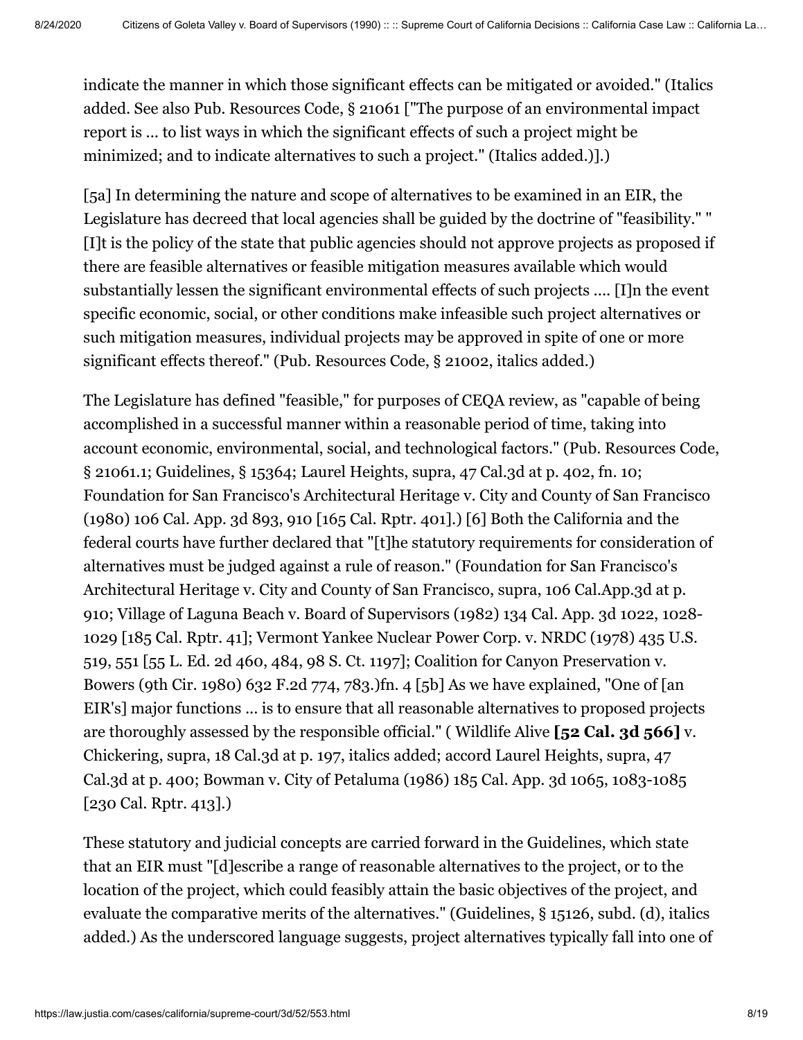indicate the manner in which those significant effects can be mitigated or avoided." (Italics added. See also Pub. Resources Code, § 21061 ["The purpose of an environmental impact report is ... to list ways in which the significant effects of such a project might be minimized; and to indicate alternatives to such a project." (Italics added.)].)

[5a] In determining the nature and scope of alternatives to be examined in an EIR, the Legislature has decreed that local agencies shall be guided by the doctrine of "feasibility." "[I]t is the policy of the state that public agencies should not approve projects as proposed if there are feasible alternatives or feasible mitigation measures available which would substantially lessen the significant environmental effects of such projects .... [I]n the event specific economic, social, or other conditions make infeasible such project alternatives or such mitigation measures, individual projects may be approved in spite of one or more significant effects thereof." (Pub. Resources Code, § 21002, italics added.)

The Legislature has defined "feasible," for purposes of CEQA review, as "capable of being accomplished in a successful manner within a reasonable period of time, taking into account economic, environmental, social, and technological factors." (Pub. Resources Code, § 21061.1; Guidelines, § 15364; Laurel Heights, supra, 47 Cal.3d at p. 402, fn. 10; Foundation for San Francisco's Architectural Heritage v. City and County of San Francisco (1980) 106 Cal. App. 3d 893, 910 [165 Cal. Rptr. 401].) [6] Both the California and the federal courts have further declared that "[t]he statutory requirements for consideration of alternatives must be judged against a rule of reason." (Foundation for San Francisco's Architectural Heritage v. City and County of San Francisco, supra, 106 Cal.App.3d at p. 910; Village of Laguna Beach v. Board of Supervisors (1982) 134 Cal. App. 3d 1022, 1028-1029 [185 Cal. Rptr. 41]; Vermont Yankee Nuclear Power Corp. v. NRDC (1978) 435 U.S. 519, 551 [55 L. Ed. 2d 460, 484, 98 S. Ct. 1197]; Coalition for Canyon Preservation v. Bowers (9th Cir. 1980) 632 F.2d 774, 783.)fn. 4 [5b] As we have explained, "One of [an EIR's] major functions ... is to ensure that all reasonable alternatives to proposed projects are thoroughly assessed by the responsible official." ( Wildlife Alive **[52 Cal. 3d 566]** v. Chickering, supra, 18 Cal.3d at p. 197, italics added; accord Laurel Heights, supra, 47 Cal.3d at p. 400; Bowman v. City of Petaluma (1986) 185 Cal. App. 3d 1065, 1083-1085 [230 Cal. Rptr. 413].)

These statutory and judicial concepts are carried forward in the Guidelines, which state that an EIR must "[d]escribe a range of reasonable alternatives to the project, or to the location of the project, which could feasibly attain the basic objectives of the project, and evaluate the comparative merits of the alternatives." (Guidelines, § 15126, subd. (d), italics added.) As the underscored language suggests, project alternatives typically fall into one of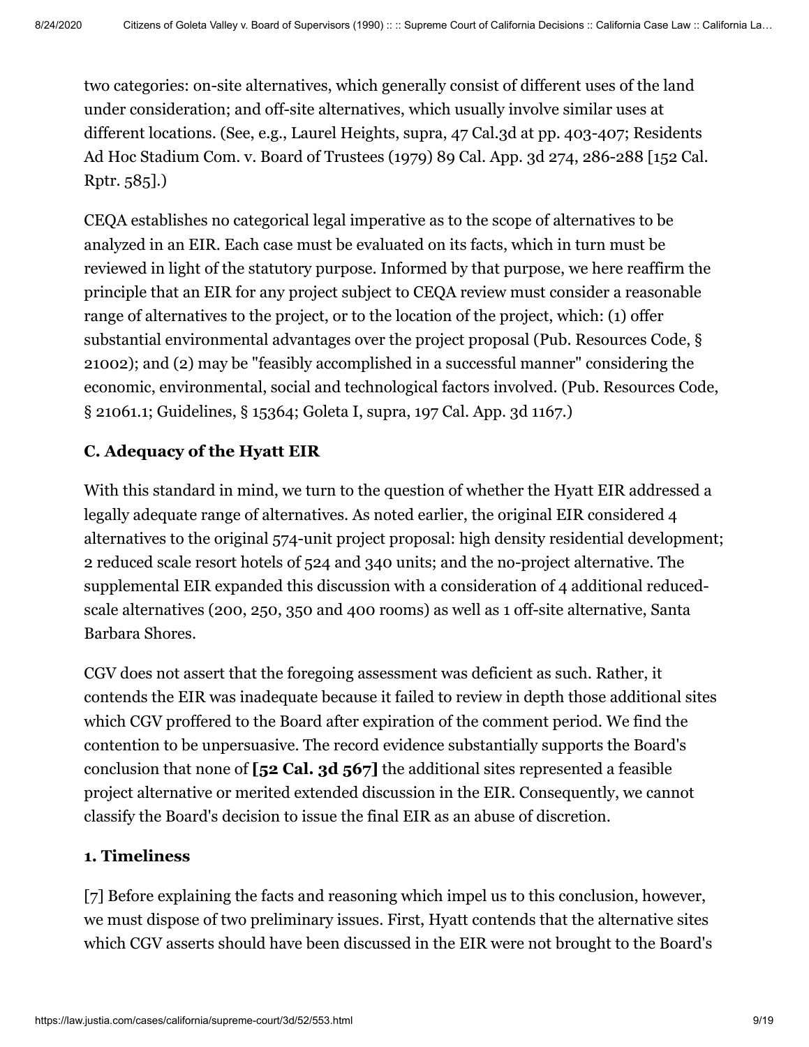two categories: on-site alternatives, which generally consist of different uses of the land under consideration; and off-site alternatives, which usually involve similar uses at different locations. (See, e.g., Laurel Heights, supra, 47 Cal.3d at pp. 403-407; Residents Ad Hoc Stadium Com. v. Board of Trustees (1979) 89 Cal. App. 3d 274, 286-288 [152 Cal. Rptr. 585].)

CEQA establishes no categorical legal imperative as to the scope of alternatives to be analyzed in an EIR. Each case must be evaluated on its facts, which in turn must be reviewed in light of the statutory purpose. Informed by that purpose, we here reaffirm the principle that an EIR for any project subject to CEQA review must consider a reasonable range of alternatives to the project, or to the location of the project, which: (1) offer substantial environmental advantages over the project proposal (Pub. Resources Code, § 21002); and (2) may be "feasibly accomplished in a successful manner" considering the economic, environmental, social and technological factors involved. (Pub. Resources Code, § 21061.1; Guidelines, § 15364; Goleta I, supra, 197 Cal. App. 3d 1167.)

### C. Adequacy of the Hyatt EIR

With this standard in mind, we turn to the question of whether the Hyatt EIR addressed a legally adequate range of alternatives. As noted earlier, the original EIR considered 4 alternatives to the original 574-unit project proposal: high density residential development; 2 reduced scale resort hotels of 524 and 340 units; and the no-project alternative. The supplemental EIR expanded this discussion with a consideration of 4 additional reduced-scale alternatives (200, 250, 350 and 400 rooms) as well as 1 off-site alternative, Santa Barbara Shores.

CGV does not assert that the foregoing assessment was deficient as such. Rather, it contends the EIR was inadequate because it failed to review in depth those additional sites which CGV proffered to the Board after expiration of the comment period. We find the contention to be unpersuasive. The record evidence substantially supports the Board's conclusion that none of **[52 Cal. 3d 567]** the additional sites represented a feasible project alternative or merited extended discussion in the EIR. Consequently, we cannot classify the Board's decision to issue the final EIR as an abuse of discretion.

#### 1. Timeliness

[7] Before explaining the facts and reasoning which impel us to this conclusion, however, we must dispose of two preliminary issues. First, Hyatt contends that the alternative sites which CGV asserts should have been discussed in the EIR were not brought to the Board's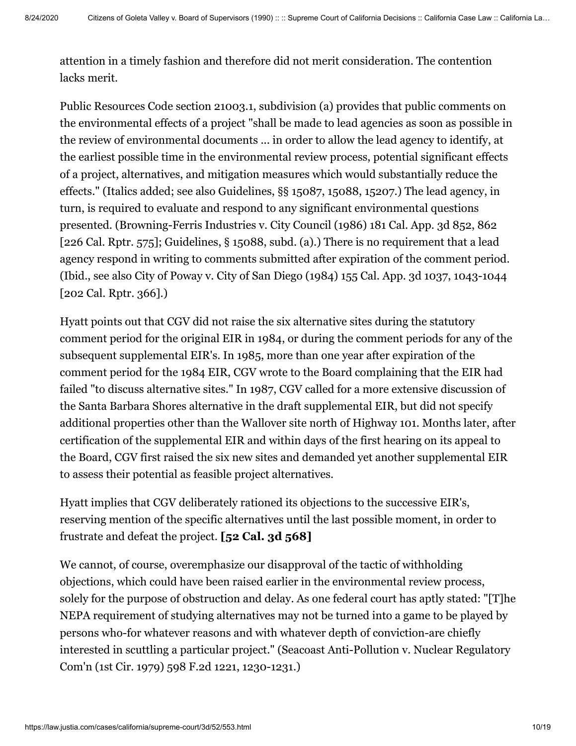attention in a timely fashion and therefore did not merit consideration. The contention lacks merit.

Public Resources Code section 21003.1, subdivision (a) provides that public comments on the environmental effects of a project "shall be made to lead agencies as soon as possible in the review of environmental documents ... in order to allow the lead agency to identify, at the earliest possible time in the environmental review process, potential significant effects of a project, alternatives, and mitigation measures which would substantially reduce the effects." (Italics added; see also Guidelines, §§ 15087, 15088, 15207.) The lead agency, in turn, is required to evaluate and respond to any significant environmental questions presented. (Browning-Ferris Industries v. City Council (1986) 181 Cal. App. 3d 852, 862 [226 Cal. Rptr. 575]; Guidelines, § 15088, subd. (a).) There is no requirement that a lead agency respond in writing to comments submitted after expiration of the comment period. (Ibid., see also City of Poway v. City of San Diego (1984) 155 Cal. App. 3d 1037, 1043-1044 [202 Cal. Rptr. 366].)

Hyatt points out that CGV did not raise the six alternative sites during the statutory comment period for the original EIR in 1984, or during the comment periods for any of the subsequent supplemental EIR's. In 1985, more than one year after expiration of the comment period for the 1984 EIR, CGV wrote to the Board complaining that the EIR had failed "to discuss alternative sites." In 1987, CGV called for a more extensive discussion of the Santa Barbara Shores alternative in the draft supplemental EIR, but did not specify additional properties other than the Wallover site north of Highway 101. Months later, after certification of the supplemental EIR and within days of the first hearing on its appeal to the Board, CGV first raised the six new sites and demanded yet another supplemental EIR to assess their potential as feasible project alternatives.

Hyatt implies that CGV deliberately rationed its objections to the successive EIR's, reserving mention of the specific alternatives until the last possible moment, in order to frustrate and defeat the project. **[52 Cal. 3d 568]**

We cannot, of course, overemphasize our disapproval of the tactic of withholding objections, which could have been raised earlier in the environmental review process, solely for the purpose of obstruction and delay. As one federal court has aptly stated: "[T]he NEPA requirement of studying alternatives may not be turned into a game to be played by persons who-for whatever reasons and with whatever depth of conviction-are chiefly interested in scuttling a particular project." (Seacoast Anti-Pollution v. Nuclear Regulatory Com'n (1st Cir. 1979) 598 F.2d 1221, 1230-1231.)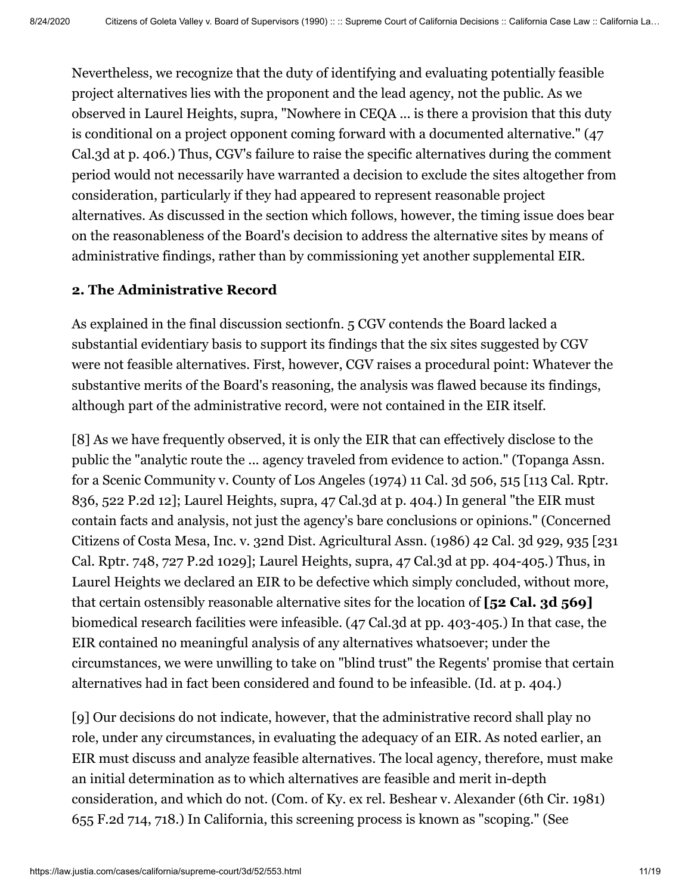Nevertheless, we recognize that the duty of identifying and evaluating potentially feasible project alternatives lies with the proponent and the lead agency, not the public. As we observed in Laurel Heights, supra, "Nowhere in CEQA ... is there a provision that this duty is conditional on a project opponent coming forward with a documented alternative." (47 Cal.3d at p. 406.) Thus, CGV's failure to raise the specific alternatives during the comment period would not necessarily have warranted a decision to exclude the sites altogether from consideration, particularly if they had appeared to represent reasonable project alternatives. As discussed in the section which follows, however, the timing issue does bear on the reasonableness of the Board's decision to address the alternative sites by means of administrative findings, rather than by commissioning yet another supplemental EIR.

**2. The Administrative Record**

As explained in the final discussion sectionfn. 5 CGV contends the Board lacked a substantial evidentiary basis to support its findings that the six sites suggested by CGV were not feasible alternatives. First, however, CGV raises a procedural point: Whatever the substantive merits of the Board's reasoning, the analysis was flawed because its findings, although part of the administrative record, were not contained in the EIR itself.

[8] As we have frequently observed, it is only the EIR that can effectively disclose to the public the "analytic route the ... agency traveled from evidence to action." (Topanga Assn. for a Scenic Community v. County of Los Angeles (1974) 11 Cal. 3d 506, 515 [113 Cal. Rptr. 836, 522 P.2d 12]; Laurel Heights, supra, 47 Cal.3d at p. 404.) In general "the EIR must contain facts and analysis, not just the agency's bare conclusions or opinions." (Concerned Citizens of Costa Mesa, Inc. v. 32nd Dist. Agricultural Assn. (1986) 42 Cal. 3d 929, 935 [231 Cal. Rptr. 748, 727 P.2d 1029]; Laurel Heights, supra, 47 Cal.3d at pp. 404-405.) Thus, in Laurel Heights we declared an EIR to be defective which simply concluded, without more, that certain ostensibly reasonable alternative sites for the location of **[52 Cal. 3d 569]** biomedical research facilities were infeasible. (47 Cal.3d at pp. 403-405.) In that case, the EIR contained no meaningful analysis of any alternatives whatsoever; under the circumstances, we were unwilling to take on "blind trust" the Regents' promise that certain alternatives had in fact been considered and found to be infeasible. (Id. at p. 404.)

[9] Our decisions do not indicate, however, that the administrative record shall play no role, under any circumstances, in evaluating the adequacy of an EIR. As noted earlier, an EIR must discuss and analyze feasible alternatives. The local agency, therefore, must make an initial determination as to which alternatives are feasible and merit in-depth consideration, and which do not. (Com. of Ky. ex rel. Beshear v. Alexander (6th Cir. 1981) 655 F.2d 714, 718.) In California, this screening process is known as "scoping." (See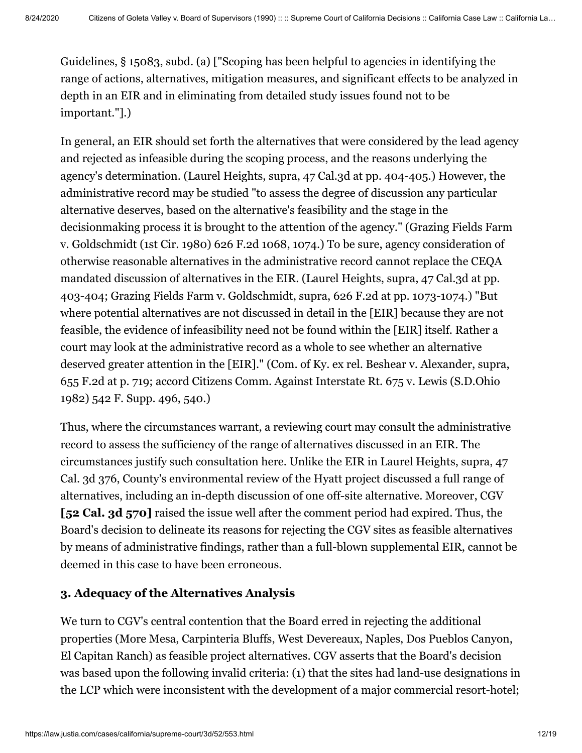Guidelines, § 15083, subd. (a) ["Scoping has been helpful to agencies in identifying the range of actions, alternatives, mitigation measures, and significant effects to be analyzed in depth in an EIR and in eliminating from detailed study issues found not to be important."].)

In general, an EIR should set forth the alternatives that were considered by the lead agency and rejected as infeasible during the scoping process, and the reasons underlying the agency's determination. (Laurel Heights, supra, 47 Cal.3d at pp. 404-405.) However, the administrative record may be studied "to assess the degree of discussion any particular alternative deserves, based on the alternative's feasibility and the stage in the decisionmaking process it is brought to the attention of the agency." (Grazing Fields Farm v. Goldschmidt (1st Cir. 1980) 626 F.2d 1068, 1074.) To be sure, agency consideration of otherwise reasonable alternatives in the administrative record cannot replace the CEQA mandated discussion of alternatives in the EIR. (Laurel Heights, supra, 47 Cal.3d at pp. 403-404; Grazing Fields Farm v. Goldschmidt, supra, 626 F.2d at pp. 1073-1074.) "But where potential alternatives are not discussed in detail in the [EIR] because they are not feasible, the evidence of infeasibility need not be found within the [EIR] itself. Rather a court may look at the administrative record as a whole to see whether an alternative deserved greater attention in the [EIR]." (Com. of Ky. ex rel. Beshear v. Alexander, supra, 655 F.2d at p. 719; accord Citizens Comm. Against Interstate Rt. 675 v. Lewis (S.D.Ohio 1982) 542 F. Supp. 496, 540.)

Thus, where the circumstances warrant, a reviewing court may consult the administrative record to assess the sufficiency of the range of alternatives discussed in an EIR. The circumstances justify such consultation here. Unlike the EIR in Laurel Heights, supra, 47 Cal. 3d 376, County's environmental review of the Hyatt project discussed a full range of alternatives, including an in-depth discussion of one off-site alternative. Moreover, CGV **[52 Cal. 3d 570]** raised the issue well after the comment period had expired. Thus, the Board's decision to delineate its reasons for rejecting the CGV sites as feasible alternatives by means of administrative findings, rather than a full-blown supplemental EIR, cannot be deemed in this case to have been erroneous.

### 3. Adequacy of the Alternatives Analysis

We turn to CGV's central contention that the Board erred in rejecting the additional properties (More Mesa, Carpinteria Bluffs, West Devereaux, Naples, Dos Pueblos Canyon, El Capitan Ranch) as feasible project alternatives. CGV asserts that the Board's decision was based upon the following invalid criteria: (1) that the sites had land-use designations in the LCP which were inconsistent with the development of a major commercial resort-hotel;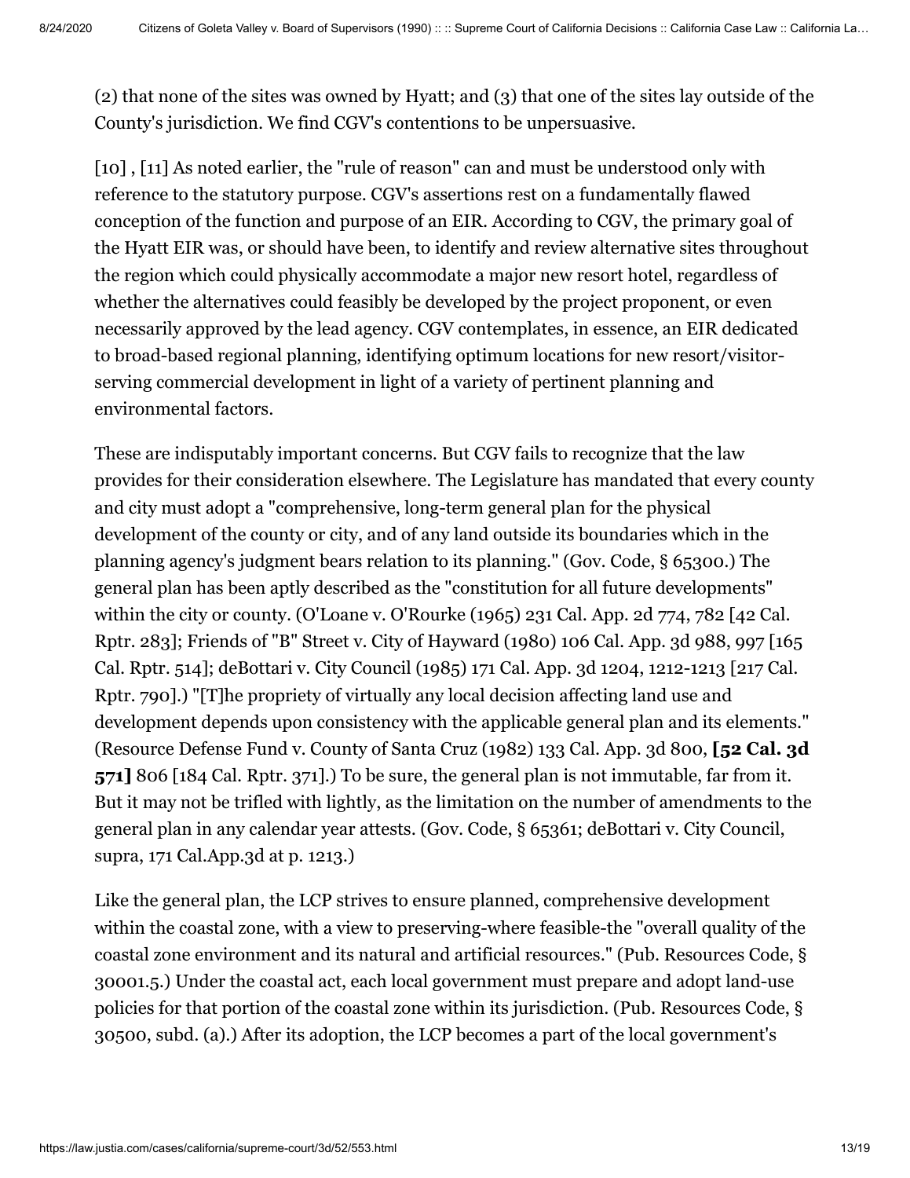(2) that none of the sites was owned by Hyatt; and (3) that one of the sites lay outside of the County's jurisdiction. We find CGV's contentions to be unpersuasive.

[10] , [11] As noted earlier, the "rule of reason" can and must be understood only with reference to the statutory purpose. CGV's assertions rest on a fundamentally flawed conception of the function and purpose of an EIR. According to CGV, the primary goal of the Hyatt EIR was, or should have been, to identify and review alternative sites throughout the region which could physically accommodate a major new resort hotel, regardless of whether the alternatives could feasibly be developed by the project proponent, or even necessarily approved by the lead agency. CGV contemplates, in essence, an EIR dedicated to broad-based regional planning, identifying optimum locations for new resort/visitor-serving commercial development in light of a variety of pertinent planning and environmental factors.

These are indisputably important concerns. But CGV fails to recognize that the law provides for their consideration elsewhere. The Legislature has mandated that every county and city must adopt a "comprehensive, long-term general plan for the physical development of the county or city, and of any land outside its boundaries which in the planning agency's judgment bears relation to its planning." (Gov. Code, § 65300.) The general plan has been aptly described as the "constitution for all future developments" within the city or county. (O'Loane v. O'Rourke (1965) 231 Cal. App. 2d 774, 782 [42 Cal. Rptr. 283]; Friends of "B" Street v. City of Hayward (1980) 106 Cal. App. 3d 988, 997 [165 Cal. Rptr. 514]; deBottari v. City Council (1985) 171 Cal. App. 3d 1204, 1212-1213 [217 Cal. Rptr. 790].) "[T]he propriety of virtually any local decision affecting land use and development depends upon consistency with the applicable general plan and its elements." (Resource Defense Fund v. County of Santa Cruz (1982) 133 Cal. App. 3d 800, **[52 Cal. 3d 571]** 806 [184 Cal. Rptr. 371].) To be sure, the general plan is not immutable, far from it. But it may not be trifled with lightly, as the limitation on the number of amendments to the general plan in any calendar year attests. (Gov. Code, § 65361; deBottari v. City Council, supra, 171 Cal.App.3d at p. 1213.)

Like the general plan, the LCP strives to ensure planned, comprehensive development within the coastal zone, with a view to preserving-where feasible-the "overall quality of the coastal zone environment and its natural and artificial resources." (Pub. Resources Code, § 30001.5.) Under the coastal act, each local government must prepare and adopt land-use policies for that portion of the coastal zone within its jurisdiction. (Pub. Resources Code, § 30500, subd. (a).) After its adoption, the LCP becomes a part of the local government's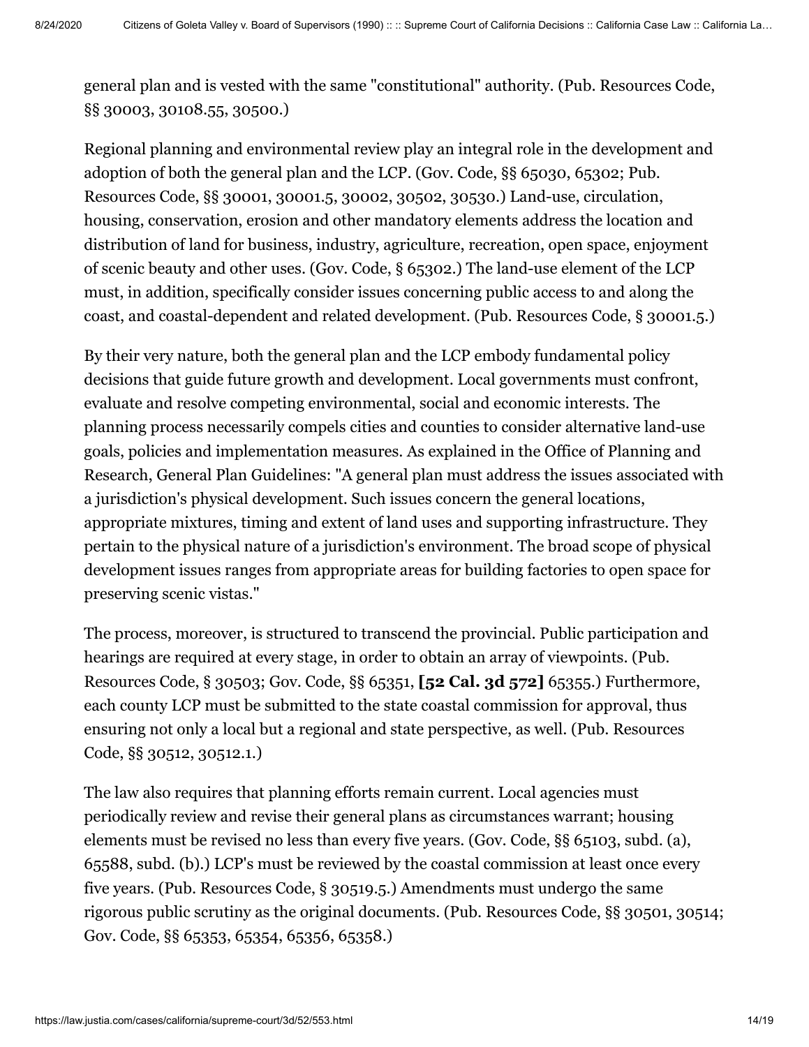general plan and is vested with the same "constitutional" authority. (Pub. Resources Code, §§ 30003, 30108.55, 30500.)

Regional planning and environmental review play an integral role in the development and adoption of both the general plan and the LCP. (Gov. Code, §§ 65030, 65302; Pub. Resources Code, §§ 30001, 30001.5, 30002, 30502, 30530.) Land-use, circulation, housing, conservation, erosion and other mandatory elements address the location and distribution of land for business, industry, agriculture, recreation, open space, enjoyment of scenic beauty and other uses. (Gov. Code, § 65302.) The land-use element of the LCP must, in addition, specifically consider issues concerning public access to and along the coast, and coastal-dependent and related development. (Pub. Resources Code, § 30001.5.)

By their very nature, both the general plan and the LCP embody fundamental policy decisions that guide future growth and development. Local governments must confront, evaluate and resolve competing environmental, social and economic interests. The planning process necessarily compels cities and counties to consider alternative land-use goals, policies and implementation measures. As explained in the Office of Planning and Research, General Plan Guidelines: "A general plan must address the issues associated with a jurisdiction's physical development. Such issues concern the general locations, appropriate mixtures, timing and extent of land uses and supporting infrastructure. They pertain to the physical nature of a jurisdiction's environment. The broad scope of physical development issues ranges from appropriate areas for building factories to open space for preserving scenic vistas."

The process, moreover, is structured to transcend the provincial. Public participation and hearings are required at every stage, in order to obtain an array of viewpoints. (Pub. Resources Code, § 30503; Gov. Code, §§ 65351, **[52 Cal. 3d 572]** 65355.) Furthermore, each county LCP must be submitted to the state coastal commission for approval, thus ensuring not only a local but a regional and state perspective, as well. (Pub. Resources Code, §§ 30512, 30512.1.)

The law also requires that planning efforts remain current. Local agencies must periodically review and revise their general plans as circumstances warrant; housing elements must be revised no less than every five years. (Gov. Code, §§ 65103, subd. (a), 65588, subd. (b).) LCP's must be reviewed by the coastal commission at least once every five years. (Pub. Resources Code, § 30519.5.) Amendments must undergo the same rigorous public scrutiny as the original documents. (Pub. Resources Code, §§ 30501, 30514; Gov. Code, §§ 65353, 65354, 65356, 65358.)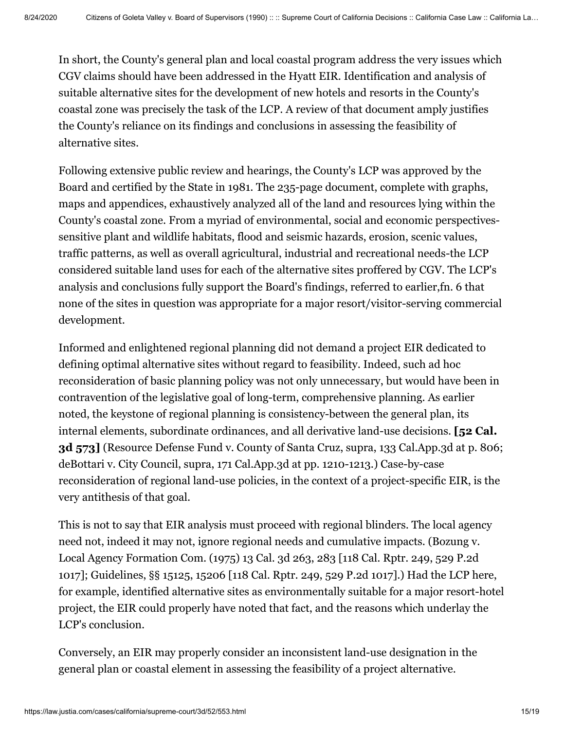In short, the County's general plan and local coastal program address the very issues which CGV claims should have been addressed in the Hyatt EIR. Identification and analysis of suitable alternative sites for the development of new hotels and resorts in the County's coastal zone was precisely the task of the LCP. A review of that document amply justifies the County's reliance on its findings and conclusions in assessing the feasibility of alternative sites.

Following extensive public review and hearings, the County's LCP was approved by the Board and certified by the State in 1981. The 235-page document, complete with graphs, maps and appendices, exhaustively analyzed all of the land and resources lying within the County's coastal zone. From a myriad of environmental, social and economic perspectives-sensitive plant and wildlife habitats, flood and seismic hazards, erosion, scenic values, traffic patterns, as well as overall agricultural, industrial and recreational needs-the LCP considered suitable land uses for each of the alternative sites proffered by CGV. The LCP's analysis and conclusions fully support the Board's findings, referred to earlier,fn. 6 that none of the sites in question was appropriate for a major resort/visitor-serving commercial development.

Informed and enlightened regional planning did not demand a project EIR dedicated to defining optimal alternative sites without regard to feasibility. Indeed, such ad hoc reconsideration of basic planning policy was not only unnecessary, but would have been in contravention of the legislative goal of long-term, comprehensive planning. As earlier noted, the keystone of regional planning is consistency-between the general plan, its internal elements, subordinate ordinances, and all derivative land-use decisions. **[52 Cal. 3d 573]** (Resource Defense Fund v. County of Santa Cruz, supra, 133 Cal.App.3d at p. 806; deBottari v. City Council, supra, 171 Cal.App.3d at pp. 1210-1213.) Case-by-case reconsideration of regional land-use policies, in the context of a project-specific EIR, is the very antithesis of that goal.

This is not to say that EIR analysis must proceed with regional blinders. The local agency need not, indeed it may not, ignore regional needs and cumulative impacts. (Bozung v. Local Agency Formation Com. (1975) 13 Cal. 3d 263, 283 [118 Cal. Rptr. 249, 529 P.2d 1017]; Guidelines, §§ 15125, 15206 [118 Cal. Rptr. 249, 529 P.2d 1017].) Had the LCP here, for example, identified alternative sites as environmentally suitable for a major resort-hotel project, the EIR could properly have noted that fact, and the reasons which underlay the LCP's conclusion.

Conversely, an EIR may properly consider an inconsistent land-use designation in the general plan or coastal element in assessing the feasibility of a project alternative.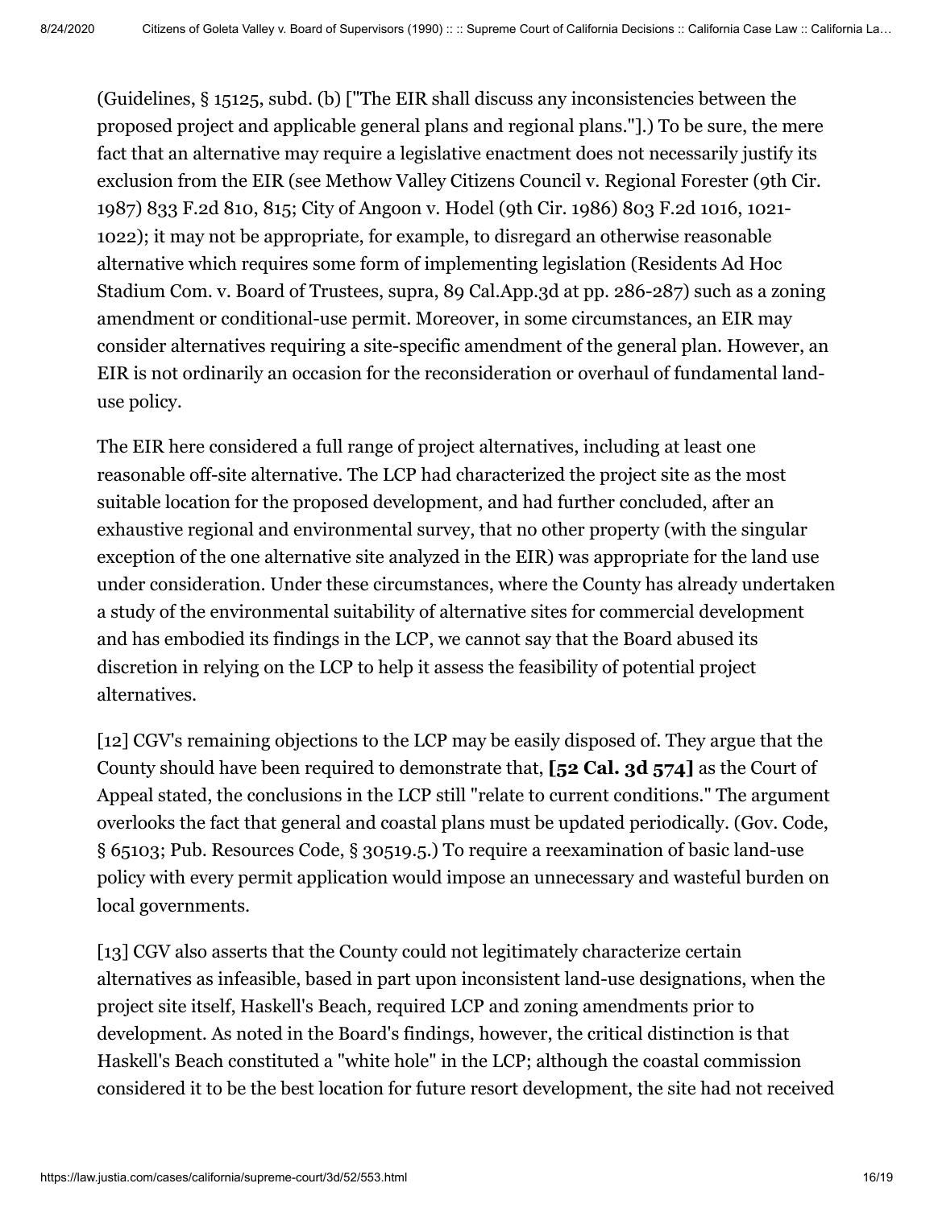(Guidelines, § 15125, subd. (b) ["The EIR shall discuss any inconsistencies between the proposed project and applicable general plans and regional plans."].) To be sure, the mere fact that an alternative may require a legislative enactment does not necessarily justify its exclusion from the EIR (see Methow Valley Citizens Council v. Regional Forester (9th Cir. 1987) 833 F.2d 810, 815; City of Angoon v. Hodel (9th Cir. 1986) 803 F.2d 1016, 1021-1022); it may not be appropriate, for example, to disregard an otherwise reasonable alternative which requires some form of implementing legislation (Residents Ad Hoc Stadium Com. v. Board of Trustees, supra, 89 Cal.App.3d at pp. 286-287) such as a zoning amendment or conditional-use permit. Moreover, in some circumstances, an EIR may consider alternatives requiring a site-specific amendment of the general plan. However, an EIR is not ordinarily an occasion for the reconsideration or overhaul of fundamental land-use policy.

The EIR here considered a full range of project alternatives, including at least one reasonable off-site alternative. The LCP had characterized the project site as the most suitable location for the proposed development, and had further concluded, after an exhaustive regional and environmental survey, that no other property (with the singular exception of the one alternative site analyzed in the EIR) was appropriate for the land use under consideration. Under these circumstances, where the County has already undertaken a study of the environmental suitability of alternative sites for commercial development and has embodied its findings in the LCP, we cannot say that the Board abused its discretion in relying on the LCP to help it assess the feasibility of potential project alternatives.

[12] CGV's remaining objections to the LCP may be easily disposed of. They argue that the County should have been required to demonstrate that, **[52 Cal. 3d 574]** as the Court of Appeal stated, the conclusions in the LCP still "relate to current conditions." The argument overlooks the fact that general and coastal plans must be updated periodically. (Gov. Code, § 65103; Pub. Resources Code, § 30519.5.) To require a reexamination of basic land-use policy with every permit application would impose an unnecessary and wasteful burden on local governments.

[13] CGV also asserts that the County could not legitimately characterize certain alternatives as infeasible, based in part upon inconsistent land-use designations, when the project site itself, Haskell's Beach, required LCP and zoning amendments prior to development. As noted in the Board's findings, however, the critical distinction is that Haskell's Beach constituted a "white hole" in the LCP; although the coastal commission considered it to be the best location for future resort development, the site had not received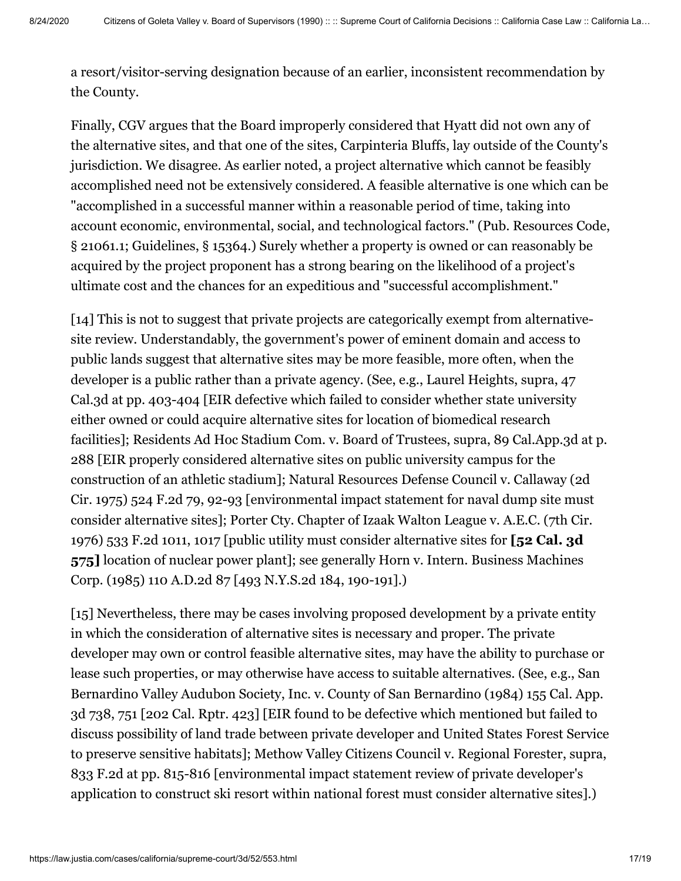a resort/visitor-serving designation because of an earlier, inconsistent recommendation by the County.

Finally, CGV argues that the Board improperly considered that Hyatt did not own any of the alternative sites, and that one of the sites, Carpinteria Bluffs, lay outside of the County's jurisdiction. We disagree. As earlier noted, a project alternative which cannot be feasibly accomplished need not be extensively considered. A feasible alternative is one which can be "accomplished in a successful manner within a reasonable period of time, taking into account economic, environmental, social, and technological factors." (Pub. Resources Code, § 21061.1; Guidelines, § 15364.) Surely whether a property is owned or can reasonably be acquired by the project proponent has a strong bearing on the likelihood of a project's ultimate cost and the chances for an expeditious and "successful accomplishment."

[14] This is not to suggest that private projects are categorically exempt from alternative-site review. Understandably, the government's power of eminent domain and access to public lands suggest that alternative sites may be more feasible, more often, when the developer is a public rather than a private agency. (See, e.g., Laurel Heights, supra, 47 Cal.3d at pp. 403-404 [EIR defective which failed to consider whether state university either owned or could acquire alternative sites for location of biomedical research facilities]; Residents Ad Hoc Stadium Com. v. Board of Trustees, supra, 89 Cal.App.3d at p. 288 [EIR properly considered alternative sites on public university campus for the construction of an athletic stadium]; Natural Resources Defense Council v. Callaway (2d Cir. 1975) 524 F.2d 79, 92-93 [environmental impact statement for naval dump site must consider alternative sites]; Porter Cty. Chapter of Izaak Walton League v. A.E.C. (7th Cir. 1976) 533 F.2d 1011, 1017 [public utility must consider alternative sites for **[52 Cal. 3d 575]** location of nuclear power plant]; see generally Horn v. Intern. Business Machines Corp. (1985) 110 A.D.2d 87 [493 N.Y.S.2d 184, 190-191].)

[15] Nevertheless, there may be cases involving proposed development by a private entity in which the consideration of alternative sites is necessary and proper. The private developer may own or control feasible alternative sites, may have the ability to purchase or lease such properties, or may otherwise have access to suitable alternatives. (See, e.g., San Bernardino Valley Audubon Society, Inc. v. County of San Bernardino (1984) 155 Cal. App. 3d 738, 751 [202 Cal. Rptr. 423] [EIR found to be defective which mentioned but failed to discuss possibility of land trade between private developer and United States Forest Service to preserve sensitive habitats]; Methow Valley Citizens Council v. Regional Forester, supra, 833 F.2d at pp. 815-816 [environmental impact statement review of private developer's application to construct ski resort within national forest must consider alternative sites].)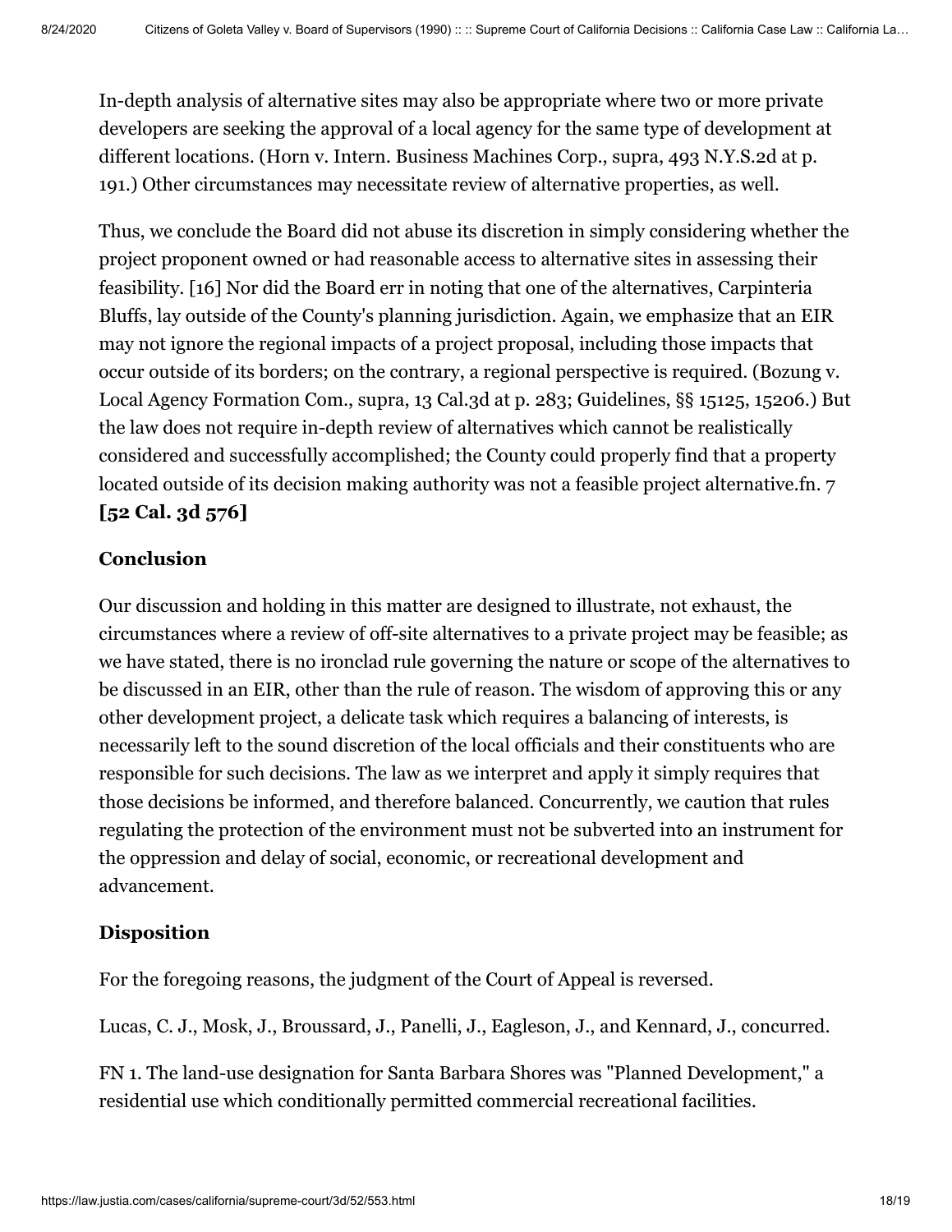In-depth analysis of alternative sites may also be appropriate where two or more private developers are seeking the approval of a local agency for the same type of development at different locations. (Horn v. Intern. Business Machines Corp., supra, 493 N.Y.S.2d at p. 191.) Other circumstances may necessitate review of alternative properties, as well.

Thus, we conclude the Board did not abuse its discretion in simply considering whether the project proponent owned or had reasonable access to alternative sites in assessing their feasibility. [16] Nor did the Board err in noting that one of the alternatives, Carpinteria Bluffs, lay outside of the County's planning jurisdiction. Again, we emphasize that an EIR may not ignore the regional impacts of a project proposal, including those impacts that occur outside of its borders; on the contrary, a regional perspective is required. (Bozung v. Local Agency Formation Com., supra, 13 Cal.3d at p. 283; Guidelines, §§ 15125, 15206.) But the law does not require in-depth review of alternatives which cannot be realistically considered and successfully accomplished; the County could properly find that a property located outside of its decision making authority was not a feasible project alternative.fn. 7 **[52 Cal. 3d 576]**

### Conclusion

Our discussion and holding in this matter are designed to illustrate, not exhaust, the circumstances where a review of off-site alternatives to a private project may be feasible; as we have stated, there is no ironclad rule governing the nature or scope of the alternatives to be discussed in an EIR, other than the rule of reason. The wisdom of approving this or any other development project, a delicate task which requires a balancing of interests, is necessarily left to the sound discretion of the local officials and their constituents who are responsible for such decisions. The law as we interpret and apply it simply requires that those decisions be informed, and therefore balanced. Concurrently, we caution that rules regulating the protection of the environment must not be subverted into an instrument for the oppression and delay of social, economic, or recreational development and advancement.

### Disposition

For the foregoing reasons, the judgment of the Court of Appeal is reversed.

Lucas, C. J., Mosk, J., Broussard, J., Panelli, J., Eagleson, J., and Kennard, J., concurred.

FN 1. The land-use designation for Santa Barbara Shores was "Planned Development," a residential use which conditionally permitted commercial recreational facilities.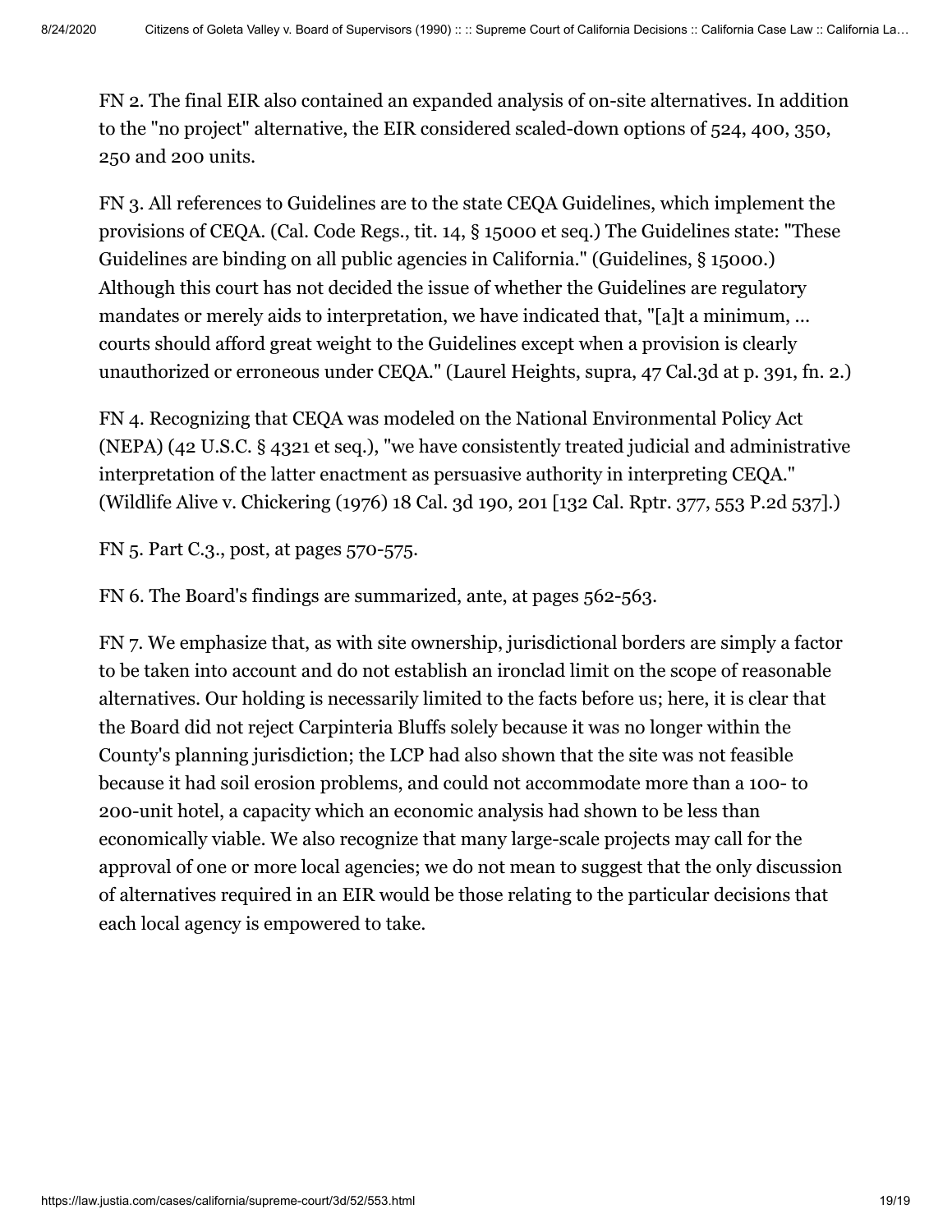FN 2. The final EIR also contained an expanded analysis of on-site alternatives. In addition to the "no project" alternative, the EIR considered scaled-down options of 524, 400, 350, 250 and 200 units.

FN 3. All references to Guidelines are to the state CEQA Guidelines, which implement the provisions of CEQA. (Cal. Code Regs., tit. 14, § 15000 et seq.) The Guidelines state: "These Guidelines are binding on all public agencies in California." (Guidelines, § 15000.) Although this court has not decided the issue of whether the Guidelines are regulatory mandates or merely aids to interpretation, we have indicated that, "[a]t a minimum, ... courts should afford great weight to the Guidelines except when a provision is clearly unauthorized or erroneous under CEQA." (Laurel Heights, supra, 47 Cal.3d at p. 391, fn. 2.)

FN 4. Recognizing that CEQA was modeled on the National Environmental Policy Act (NEPA) (42 U.S.C. § 4321 et seq.), "we have consistently treated judicial and administrative interpretation of the latter enactment as persuasive authority in interpreting CEQA." (Wildlife Alive v. Chickering (1976) 18 Cal. 3d 190, 201 [132 Cal. Rptr. 377, 553 P.2d 537].)

FN 5. Part C.3., post, at pages 570-575.

FN 6. The Board's findings are summarized, ante, at pages 562-563.

FN 7. We emphasize that, as with site ownership, jurisdictional borders are simply a factor to be taken into account and do not establish an ironclad limit on the scope of reasonable alternatives. Our holding is necessarily limited to the facts before us; here, it is clear that the Board did not reject Carpinteria Bluffs solely because it was no longer within the County's planning jurisdiction; the LCP had also shown that the site was not feasible because it had soil erosion problems, and could not accommodate more than a 100- to 200-unit hotel, a capacity which an economic analysis had shown to be less than economically viable. We also recognize that many large-scale projects may call for the approval of one or more local agencies; we do not mean to suggest that the only discussion of alternatives required in an EIR would be those relating to the particular decisions that each local agency is empowered to take.